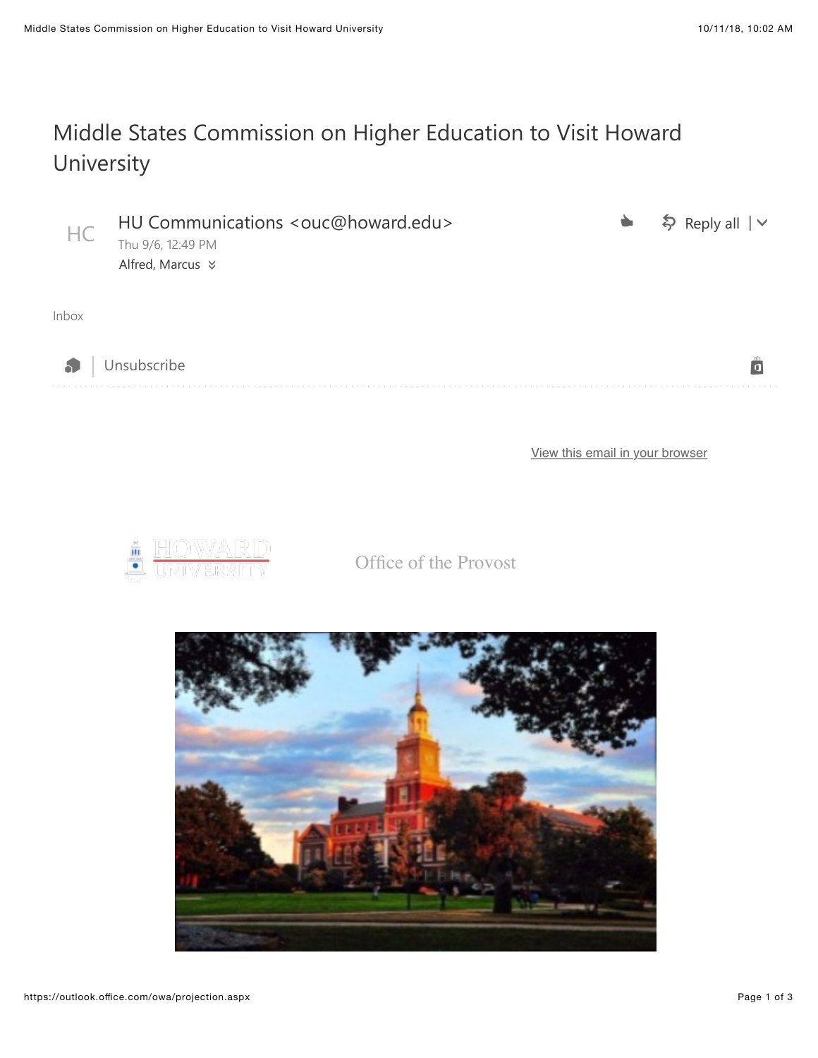# Middle States Commission on Higher Education to Visit Howard University

HU Communications <ouc@howard.edu>
Thu 9/6, 12:49 PM
Alfred, Marcus

Inbox

Unsubscribe

View this email in your browser

HOWARD UNIVERSITY

Office of the Provost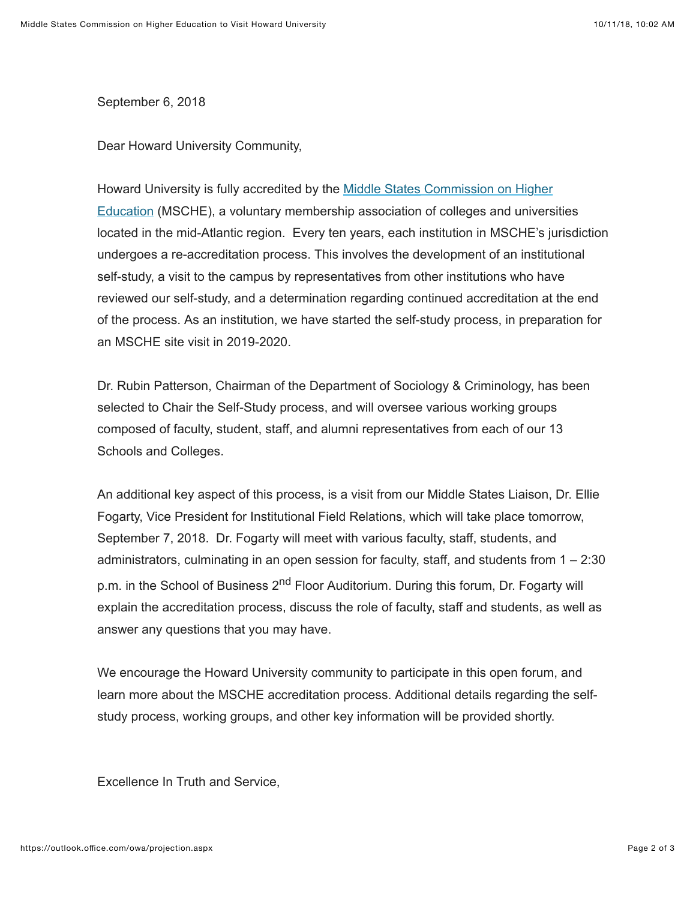September 6, 2018

Dear Howard University Community,

Howard University is fully accredited by the Middle States Commission on Higher Education (MSCHE), a voluntary membership association of colleges and universities located in the mid-Atlantic region.  Every ten years, each institution in MSCHE's jurisdiction undergoes a re-accreditation process. This involves the development of an institutional self-study, a visit to the campus by representatives from other institutions who have reviewed our self-study, and a determination regarding continued accreditation at the end of the process. As an institution, we have started the self-study process, in preparation for an MSCHE site visit in 2019-2020.

Dr. Rubin Patterson, Chairman of the Department of Sociology & Criminology, has been selected to Chair the Self-Study process, and will oversee various working groups composed of faculty, student, staff, and alumni representatives from each of our 13 Schools and Colleges.

An additional key aspect of this process, is a visit from our Middle States Liaison, Dr. Ellie Fogarty, Vice President for Institutional Field Relations, which will take place tomorrow, September 7, 2018.  Dr. Fogarty will meet with various faculty, staff, students, and administrators, culminating in an open session for faculty, staff, and students from 1 – 2:30 p.m. in the School of Business 2nd Floor Auditorium. During this forum, Dr. Fogarty will explain the accreditation process, discuss the role of faculty, staff and students, as well as answer any questions that you may have.

We encourage the Howard University community to participate in this open forum, and learn more about the MSCHE accreditation process. Additional details regarding the self-study process, working groups, and other key information will be provided shortly.

Excellence In Truth and Service,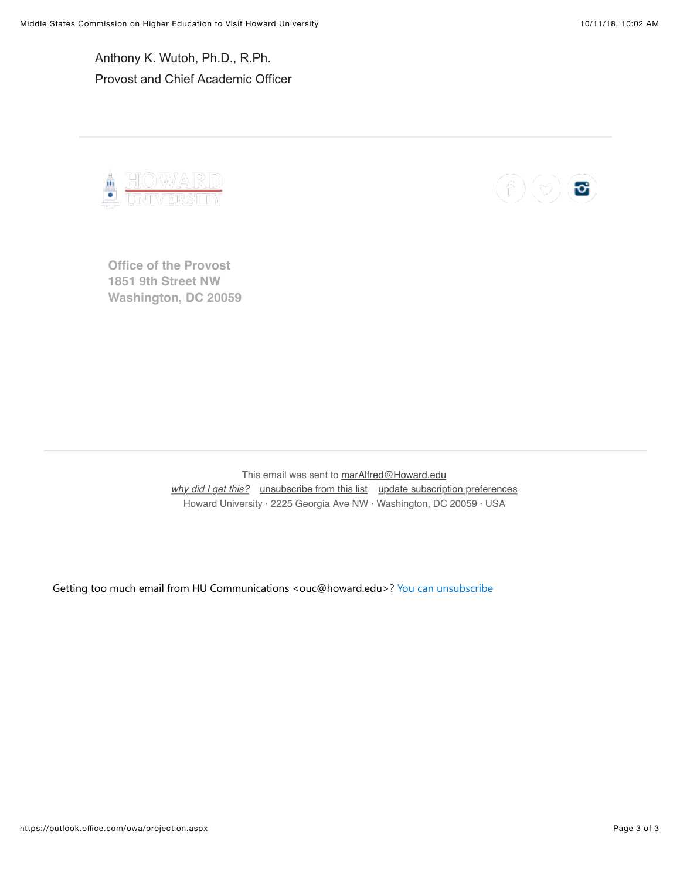Anthony K. Wutoh, Ph.D., R.Ph.
Provost and Chief Academic Officer

---

HOWARD UNIVERSITY

**Office of the Provost**
**1851 9th Street NW**
**Washington, DC 20059**

---

This email was sent to marAlfred@Howard.edu
*why did I get this?* unsubscribe from this list update subscription preferences
Howard University · 2225 Georgia Ave NW · Washington, DC 20059 · USA

Getting too much email from HU Communications <ouc@howard.edu>? You can unsubscribe